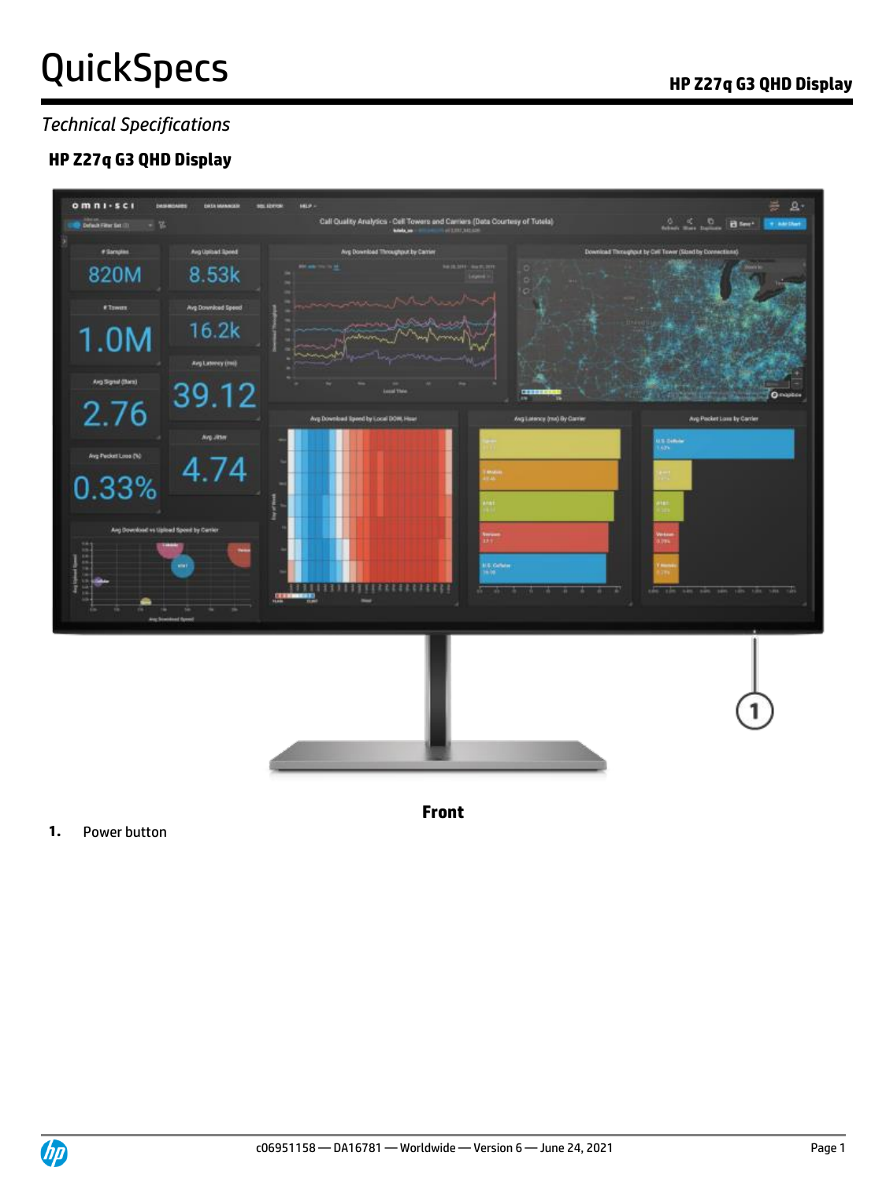*Technical Specifications*

## HP Z27q G3 QHD Display

**Front**

1. Power button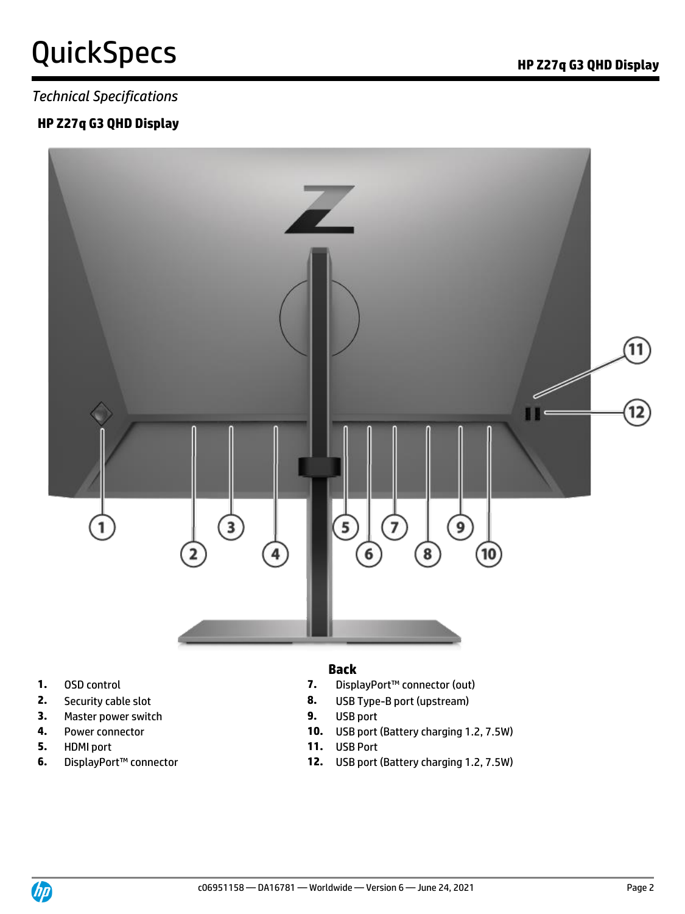*Technical Specifications*

### HP Z27q G3 QHD Display

**Back**

1. OSD control
2. Security cable slot
3. Master power switch
4. Power connector
5. HDMI port
6. DisplayPort™ connector
7. DisplayPort™ connector (out)
8. USB Type-B port (upstream)
9. USB port
10. USB port (Battery charging 1.2, 7.5W)
11. USB Port
12. USB port (Battery charging 1.2, 7.5W)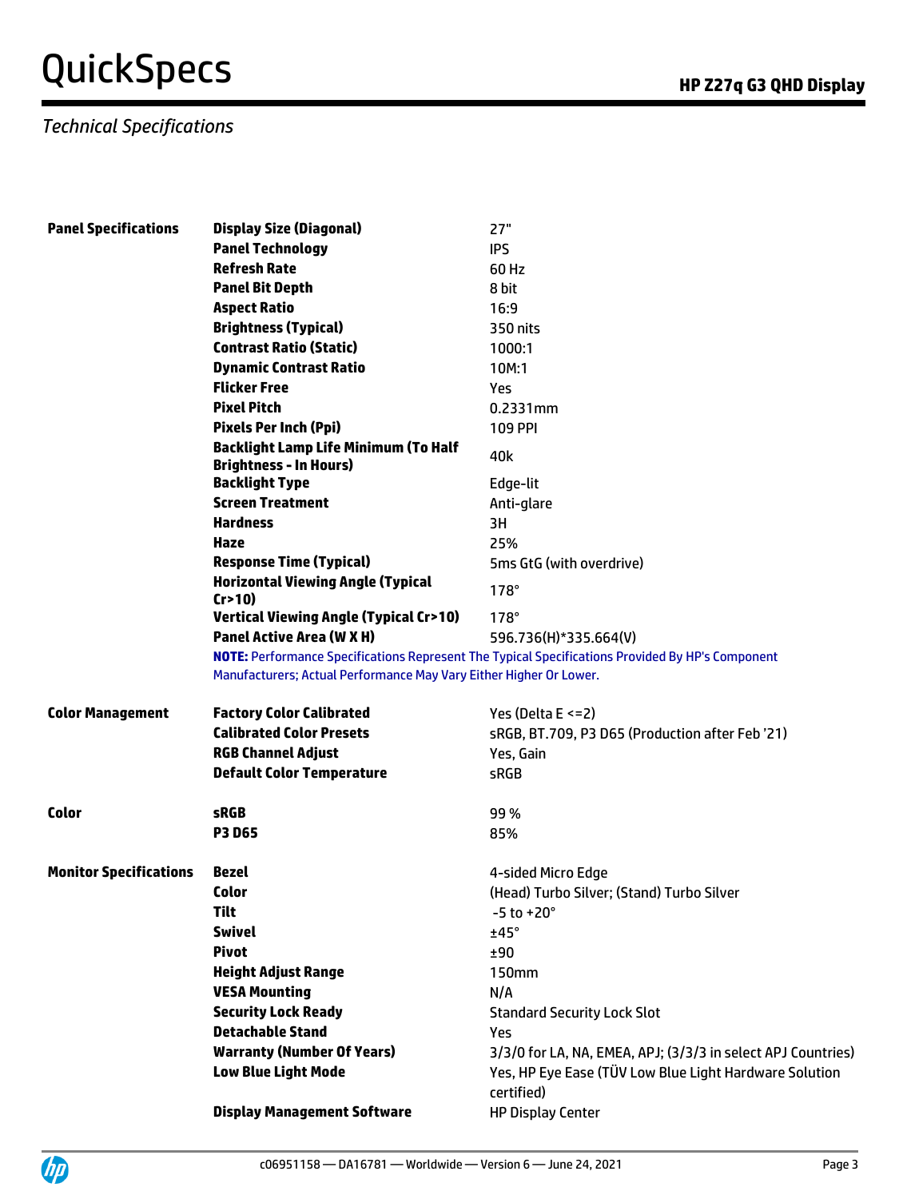*Technical Specifications*

| | | |
|---|---|---|
| **Panel Specifications** | **Display Size (Diagonal)** | 27" |
| | **Panel Technology** | IPS |
| | **Refresh Rate** | 60 Hz |
| | **Panel Bit Depth** | 8 bit |
| | **Aspect Ratio** | 16:9 |
| | **Brightness (Typical)** | 350 nits |
| | **Contrast Ratio (Static)** | 1000:1 |
| | **Dynamic Contrast Ratio** | 10M:1 |
| | **Flicker Free** | Yes |
| | **Pixel Pitch** | 0.2331mm |
| | **Pixels Per Inch (Ppi)** | 109 PPI |
| | **Backlight Lamp Life Minimum (To Half Brightness - In Hours)** | 40k |
| | **Backlight Type** | Edge-lit |
| | **Screen Treatment** | Anti-glare |
| | **Hardness** | 3H |
| | **Haze** | 25% |
| | **Response Time (Typical)** | 5ms GtG (with overdrive) |
| | **Horizontal Viewing Angle (Typical Cr>10)** | 178° |
| | **Vertical Viewing Angle (Typical Cr>10)** | 178° |
| | **Panel Active Area (W X H)** | 596.736(H)*335.664(V) |
| | **NOTE:** Performance Specifications Represent The Typical Specifications Provided By HP's Component Manufacturers; Actual Performance May Vary Either Higher Or Lower. | |
| **Color Management** | **Factory Color Calibrated** | Yes (Delta E <=2) |
| | **Calibrated Color Presets** | sRGB, BT.709, P3 D65 (Production after Feb '21) |
| | **RGB Channel Adjust** | Yes, Gain |
| | **Default Color Temperature** | sRGB |
| **Color** | **sRGB** | 99 % |
| | **P3 D65** | 85% |
| **Monitor Specifications** | **Bezel** | 4-sided Micro Edge |
| | **Color** | (Head) Turbo Silver; (Stand) Turbo Silver |
| | **Tilt** | -5 to +20° |
| | **Swivel** | ±45° |
| | **Pivot** | ±90 |
| | **Height Adjust Range** | 150mm |
| | **VESA Mounting** | N/A |
| | **Security Lock Ready** | Standard Security Lock Slot |
| | **Detachable Stand** | Yes |
| | **Warranty (Number Of Years)** | 3/3/0 for LA, NA, EMEA, APJ; (3/3/3 in select APJ Countries) |
| | **Low Blue Light Mode** | Yes, HP Eye Ease (TÜV Low Blue Light Hardware Solution certified) |
| | **Display Management Software** | HP Display Center |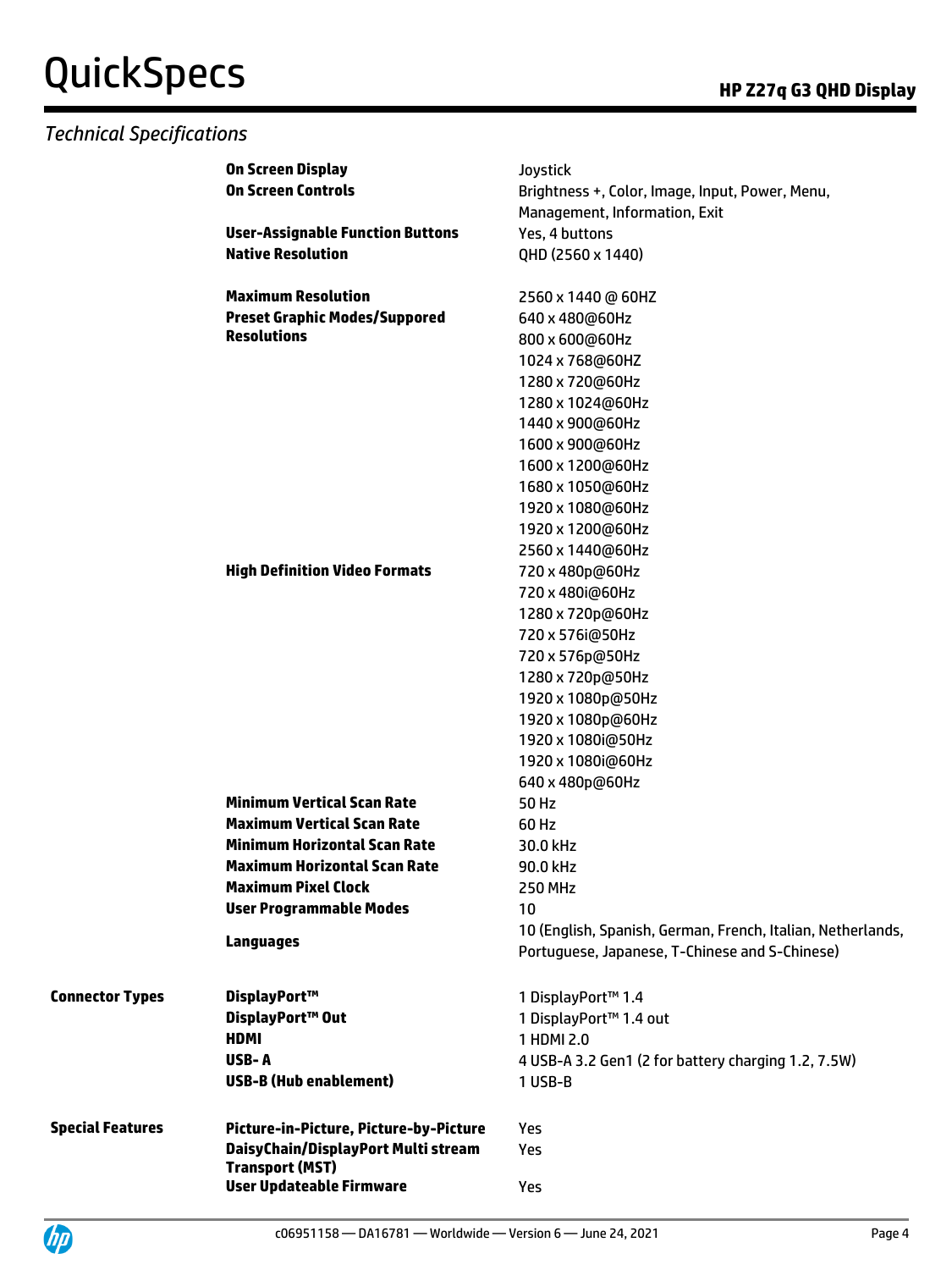## Technical Specifications

| | | |
|---|---|---|
| | **On Screen Display** | Joystick |
| | **On Screen Controls** | Brightness +, Color, Image, Input, Power, Menu, Management, Information, Exit |
| | **User-Assignable Function Buttons** | Yes, 4 buttons |
| | **Native Resolution** | QHD (2560 x 1440) |
| | **Maximum Resolution** | 2560 x 1440 @ 60HZ |
| | **Preset Graphic Modes/Suppored Resolutions** | 640 x 480@60Hz<br>800 x 600@60Hz<br>1024 x 768@60HZ<br>1280 x 720@60Hz<br>1280 x 1024@60Hz<br>1440 x 900@60Hz<br>1600 x 900@60Hz<br>1600 x 1200@60Hz<br>1680 x 1050@60Hz<br>1920 x 1080@60Hz<br>1920 x 1200@60Hz<br>2560 x 1440@60Hz |
| | **High Definition Video Formats** | 720 x 480p@60Hz<br>720 x 480i@60Hz<br>1280 x 720p@60Hz<br>720 x 576i@50Hz<br>720 x 576p@50Hz<br>1280 x 720p@50Hz<br>1920 x 1080p@50Hz<br>1920 x 1080p@60Hz<br>1920 x 1080i@50Hz<br>1920 x 1080i@60Hz<br>640 x 480p@60Hz |
| | **Minimum Vertical Scan Rate** | 50 Hz |
| | **Maximum Vertical Scan Rate** | 60 Hz |
| | **Minimum Horizontal Scan Rate** | 30.0 kHz |
| | **Maximum Horizontal Scan Rate** | 90.0 kHz |
| | **Maximum Pixel Clock** | 250 MHz |
| | **User Programmable Modes** | 10 |
| | **Languages** | 10 (English, Spanish, German, French, Italian, Netherlands, Portuguese, Japanese, T-Chinese and S-Chinese) |
| **Connector Types** | **DisplayPort™** | 1 DisplayPort™ 1.4 |
| | **DisplayPort™ Out** | 1 DisplayPort™ 1.4 out |
| | **HDMI** | 1 HDMI 2.0 |
| | **USB- A** | 4 USB-A 3.2 Gen1 (2 for battery charging 1.2, 7.5W) |
| | **USB-B (Hub enablement)** | 1 USB-B |
| **Special Features** | **Picture-in-Picture, Picture-by-Picture** | Yes |
| | **DaisyChain/DisplayPort Multi stream Transport (MST)** | Yes |
| | **User Updateable Firmware** | Yes |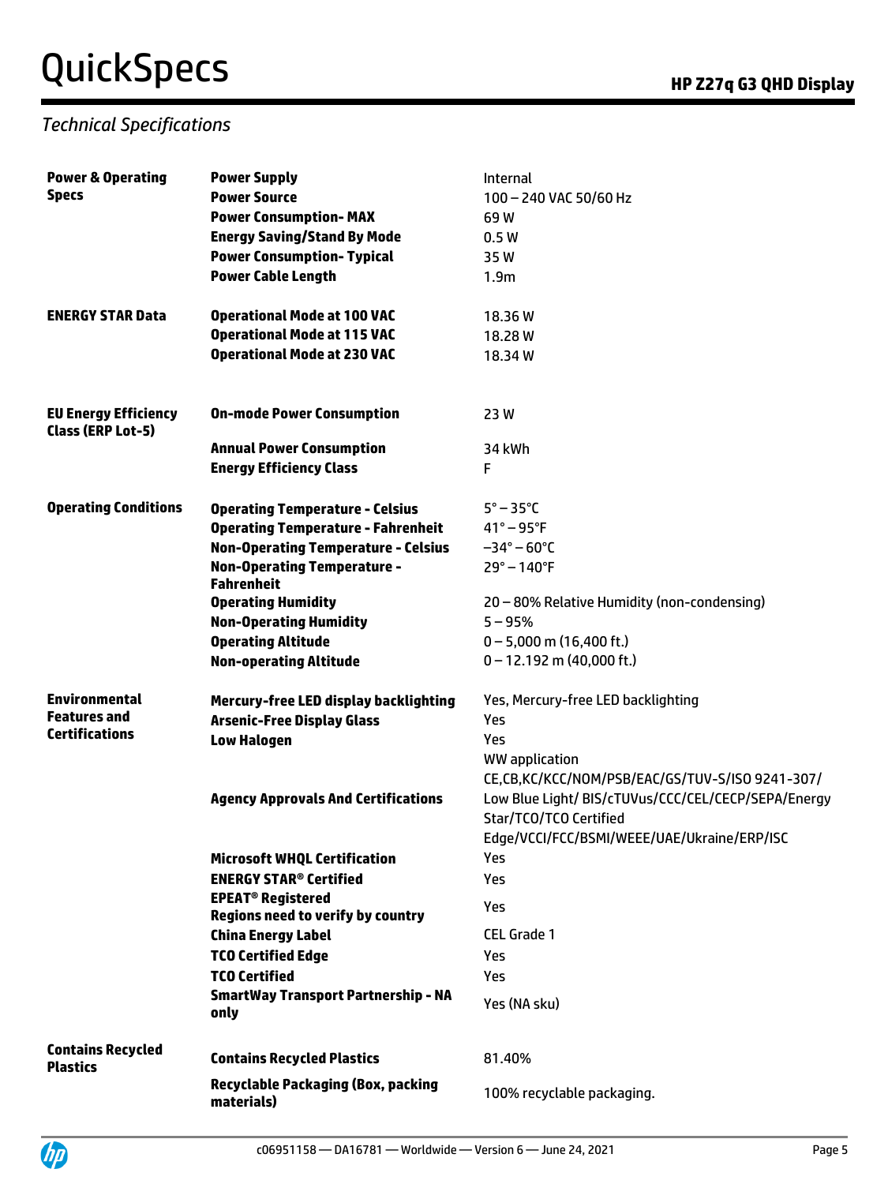*Technical Specifications*

| | | |
|---|---|---|
| **Power & Operating Specs** | **Power Supply** | Internal |
| | **Power Source** | 100 – 240 VAC 50/60 Hz |
| | **Power Consumption- MAX** | 69 W |
| | **Energy Saving/Stand By Mode** | 0.5 W |
| | **Power Consumption- Typical** | 35 W |
| | **Power Cable Length** | 1.9m |
| **ENERGY STAR Data** | **Operational Mode at 100 VAC** | 18.36 W |
| | **Operational Mode at 115 VAC** | 18.28 W |
| | **Operational Mode at 230 VAC** | 18.34 W |
| **EU Energy Efficiency Class (ERP Lot-5)** | **On-mode Power Consumption** | 23 W |
| | **Annual Power Consumption** | 34 kWh |
| | **Energy Efficiency Class** | F |
| **Operating Conditions** | **Operating Temperature - Celsius** | 5° – 35°C |
| | **Operating Temperature - Fahrenheit** | 41° – 95°F |
| | **Non-Operating Temperature - Celsius** | –34° – 60°C |
| | **Non-Operating Temperature - Fahrenheit** | 29° – 140°F |
| | **Operating Humidity** | 20 – 80% Relative Humidity (non-condensing) |
| | **Non-Operating Humidity** | 5 – 95% |
| | **Operating Altitude** | 0 – 5,000 m (16,400 ft.) |
| | **Non-operating Altitude** | 0 – 12.192 m (40,000 ft.) |
| **Environmental Features and Certifications** | **Mercury-free LED display backlighting** | Yes, Mercury-free LED backlighting |
| | **Arsenic-Free Display Glass** | Yes |
| | **Low Halogen** | Yes |
| | **Agency Approvals And Certifications** | WW application CE,CB,KC/KCC/NOM/PSB/EAC/GS/TUV-S/ISO 9241-307/ Low Blue Light/ BIS/cTUVus/CCC/CEL/CECP/SEPA/Energy Star/TCO/TCO Certified Edge/VCCI/FCC/BSMI/WEEE/UAE/Ukraine/ERP/ISC |
| | **Microsoft WHQL Certification** | Yes |
| | **ENERGY STAR® Certified** | Yes |
| | **EPEAT® Registered Regions need to verify by country** | Yes |
| | **China Energy Label** | CEL Grade 1 |
| | **TCO Certified Edge** | Yes |
| | **TCO Certified** | Yes |
| | **SmartWay Transport Partnership - NA only** | Yes (NA sku) |
| **Contains Recycled Plastics** | **Contains Recycled Plastics** | 81.40% |
| | **Recyclable Packaging (Box, packing materials)** | 100% recyclable packaging. |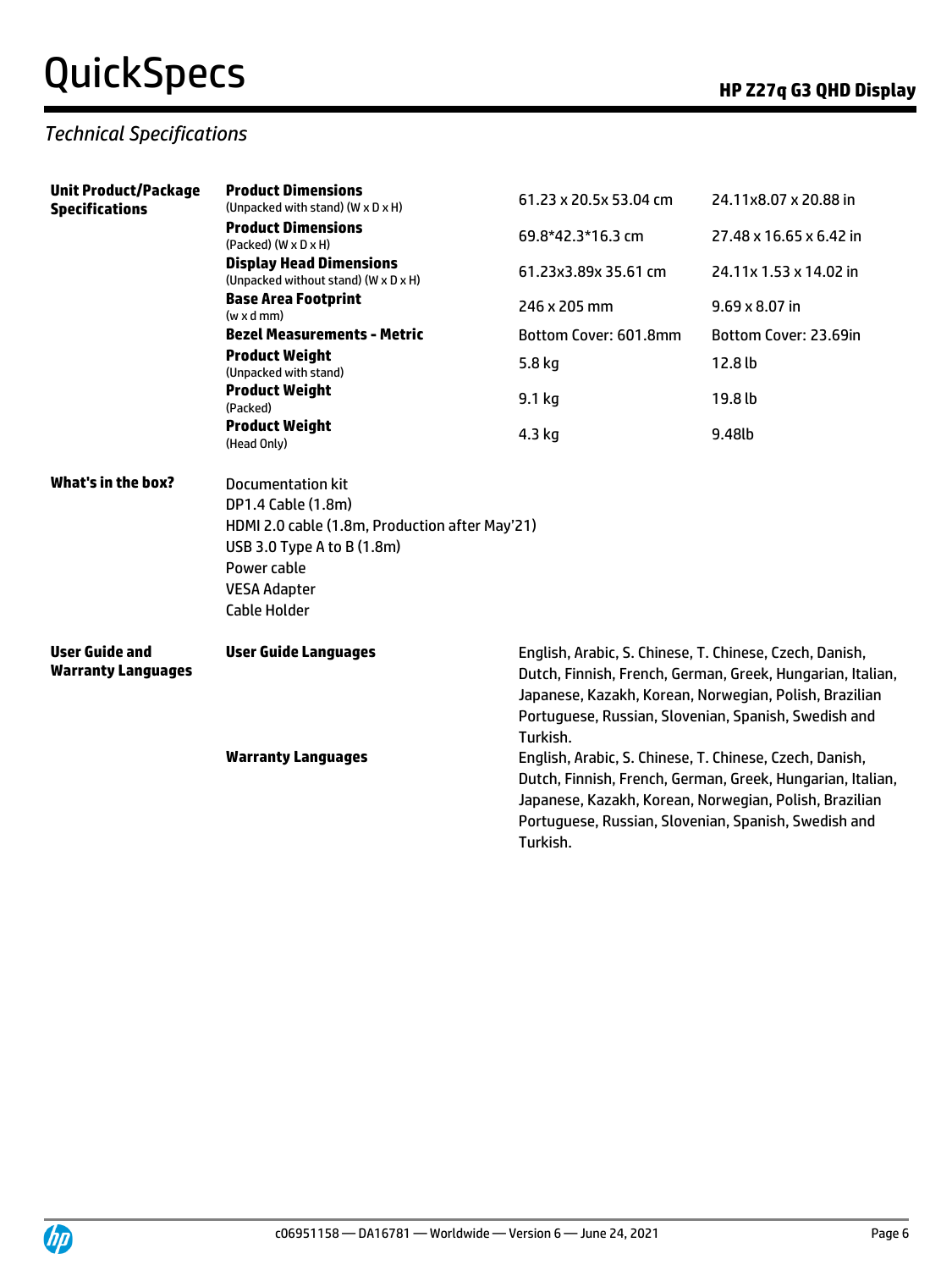## Technical Specifications

| | | | |
|---|---|---|---|
| **Unit Product/Package Specifications** | **Product Dimensions** (Unpacked with stand) (W x D x H) | 61.23 x 20.5x 53.04 cm | 24.11x8.07 x 20.88 in |
| | **Product Dimensions** (Packed) (W x D x H) | 69.8*42.3*16.3 cm | 27.48 x 16.65 x 6.42 in |
| | **Display Head Dimensions** (Unpacked without stand) (W x D x H) | 61.23x3.89x 35.61 cm | 24.11x 1.53 x 14.02 in |
| | **Base Area Footprint** (w x d mm) | 246 x 205 mm | 9.69 x 8.07 in |
| | **Bezel Measurements - Metric** | Bottom Cover: 601.8mm | Bottom Cover: 23.69in |
| | **Product Weight** (Unpacked with stand) | 5.8 kg | 12.8 lb |
| | **Product Weight** (Packed) | 9.1 kg | 19.8 lb |
| | **Product Weight** (Head Only) | 4.3 kg | 9.48lb |
| **What's in the box?** | Documentation kit<br>DP1.4 Cable (1.8m)<br>HDMI 2.0 cable (1.8m, Production after May'21)<br>USB 3.0 Type A to B (1.8m)<br>Power cable<br>VESA Adapter<br>Cable Holder | | |
| **User Guide and Warranty Languages** | **User Guide Languages** | English, Arabic, S. Chinese, T. Chinese, Czech, Danish, Dutch, Finnish, French, German, Greek, Hungarian, Italian, Japanese, Kazakh, Korean, Norwegian, Polish, Brazilian Portuguese, Russian, Slovenian, Spanish, Swedish and Turkish. | |
| | **Warranty Languages** | English, Arabic, S. Chinese, T. Chinese, Czech, Danish, Dutch, Finnish, French, German, Greek, Hungarian, Italian, Japanese, Kazakh, Korean, Norwegian, Polish, Brazilian Portuguese, Russian, Slovenian, Spanish, Swedish and Turkish. | |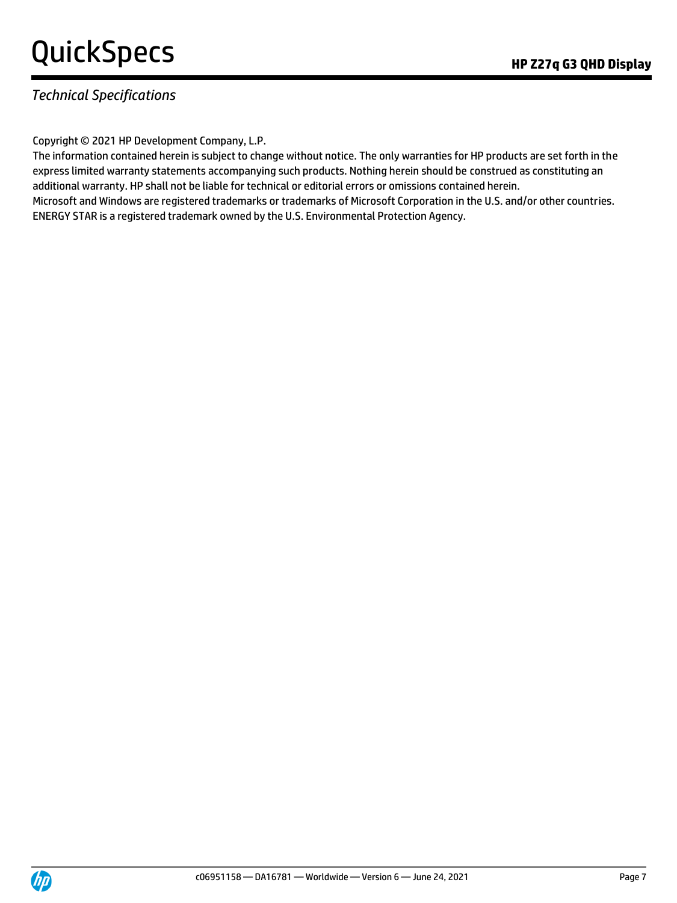*Technical Specifications*

Copyright © 2021 HP Development Company, L.P.

The information contained herein is subject to change without notice. The only warranties for HP products are set forth in the express limited warranty statements accompanying such products. Nothing herein should be construed as constituting an additional warranty. HP shall not be liable for technical or editorial errors or omissions contained herein.

Microsoft and Windows are registered trademarks or trademarks of Microsoft Corporation in the U.S. and/or other countries.

ENERGY STAR is a registered trademark owned by the U.S. Environmental Protection Agency.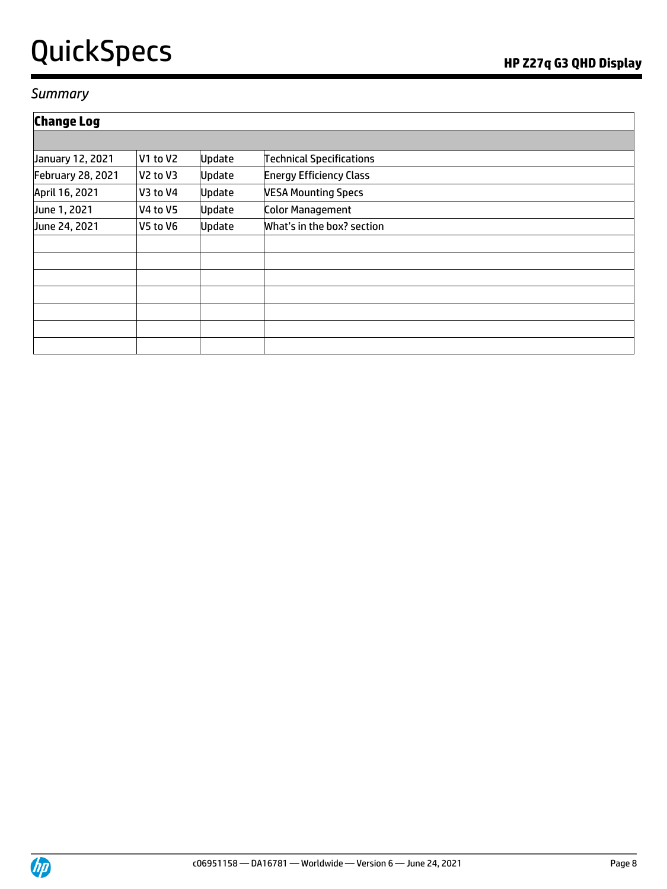*Summary*

**Change Log**

| | | | |
|---|---|---|---|
| January 12, 2021 | V1 to V2 | Update | Technical Specifications |
| February 28, 2021 | V2 to V3 | Update | Energy Efficiency Class |
| April 16, 2021 | V3 to V4 | Update | VESA Mounting Specs |
| June 1, 2021 | V4 to V5 | Update | Color Management |
| June 24, 2021 | V5 to V6 | Update | What's in the box? section |
| | | | |
| | | | |
| | | | |
| | | | |
| | | | |
| | | | |
| | | | |